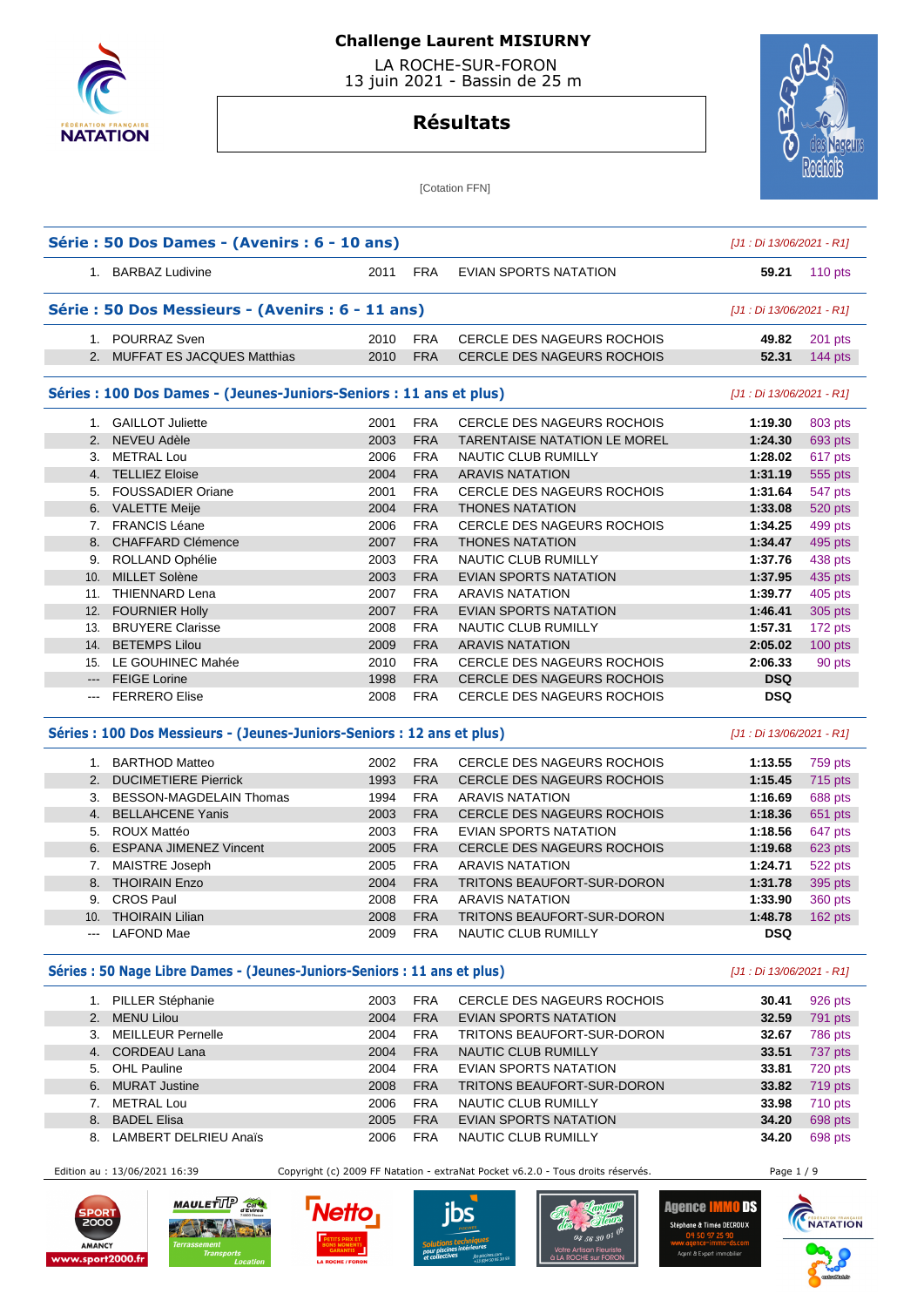# Challenge Laurent MISIURNY

LA ROCHE-SUR-FORON
13 juin 2021 - Bassin de 25 m

## Résultats

[Cotation FFN]

### Série : 50 Dos Dames - (Avenirs : 6 - 10 ans)

*[J1 : Di 13/06/2021 - R1]*

| Rang | Nom | Année | Nation | Club | Temps | Points |
|---|---|---|---|---|---|---|
| 1. | BARBAZ Ludivine | 2011 | FRA | EVIAN SPORTS NATATION | 59.21 | 110 pts |

### Série : 50 Dos Messieurs - (Avenirs : 6 - 11 ans)

*[J1 : Di 13/06/2021 - R1]*

| Rang | Nom | Année | Nation | Club | Temps | Points |
|---|---|---|---|---|---|---|
| 1. | POURRAZ Sven | 2010 | FRA | CERCLE DES NAGEURS ROCHOIS | 49.82 | 201 pts |
| 2. | MUFFAT ES JACQUES Matthias | 2010 | FRA | CERCLE DES NAGEURS ROCHOIS | 52.31 | 144 pts |

### Séries : 100 Dos Dames - (Jeunes-Juniors-Seniors : 11 ans et plus)

*[J1 : Di 13/06/2021 - R1]*

| Rang | Nom | Année | Nation | Club | Temps | Points |
|---|---|---|---|---|---|---|
| 1. | GAILLOT Juliette | 2001 | FRA | CERCLE DES NAGEURS ROCHOIS | 1:19.30 | 803 pts |
| 2. | NEVEU Adèle | 2003 | FRA | TARENTAISE NATATION LE MOREL | 1:24.30 | 693 pts |
| 3. | METRAL Lou | 2006 | FRA | NAUTIC CLUB RUMILLY | 1:28.02 | 617 pts |
| 4. | TELLIEZ Eloise | 2004 | FRA | ARAVIS NATATION | 1:31.19 | 555 pts |
| 5. | FOUSSADIER Oriane | 2001 | FRA | CERCLE DES NAGEURS ROCHOIS | 1:31.64 | 547 pts |
| 6. | VALETTE Meije | 2004 | FRA | THONES NATATION | 1:33.08 | 520 pts |
| 7. | FRANCIS Léane | 2006 | FRA | CERCLE DES NAGEURS ROCHOIS | 1:34.25 | 499 pts |
| 8. | CHAFFARD Clémence | 2007 | FRA | THONES NATATION | 1:34.47 | 495 pts |
| 9. | ROLLAND Ophélie | 2003 | FRA | NAUTIC CLUB RUMILLY | 1:37.76 | 438 pts |
| 10. | MILLET Solène | 2003 | FRA | EVIAN SPORTS NATATION | 1:37.95 | 435 pts |
| 11. | THIENNARD Lena | 2007 | FRA | ARAVIS NATATION | 1:39.77 | 405 pts |
| 12. | FOURNIER Holly | 2007 | FRA | EVIAN SPORTS NATATION | 1:46.41 | 305 pts |
| 13. | BRUYERE Clarisse | 2008 | FRA | NAUTIC CLUB RUMILLY | 1:57.31 | 172 pts |
| 14. | BETEMPS Lilou | 2009 | FRA | ARAVIS NATATION | 2:05.02 | 100 pts |
| 15. | LE GOUHINEC Mahée | 2010 | FRA | CERCLE DES NAGEURS ROCHOIS | 2:06.33 | 90 pts |
| --- | FEIGE Lorine | 1998 | FRA | CERCLE DES NAGEURS ROCHOIS | DSQ | |
| --- | FERRERO Elise | 2008 | FRA | CERCLE DES NAGEURS ROCHOIS | DSQ | |

### Séries : 100 Dos Messieurs - (Jeunes-Juniors-Seniors : 12 ans et plus)

*[J1 : Di 13/06/2021 - R1]*

| Rang | Nom | Année | Nation | Club | Temps | Points |
|---|---|---|---|---|---|---|
| 1. | BARTHOD Matteo | 2002 | FRA | CERCLE DES NAGEURS ROCHOIS | 1:13.55 | 759 pts |
| 2. | DUCIMETIERE Pierrick | 1993 | FRA | CERCLE DES NAGEURS ROCHOIS | 1:15.45 | 715 pts |
| 3. | BESSON-MAGDELAIN Thomas | 1994 | FRA | ARAVIS NATATION | 1:16.69 | 688 pts |
| 4. | BELLAHCENE Yanis | 2003 | FRA | CERCLE DES NAGEURS ROCHOIS | 1:18.36 | 651 pts |
| 5. | ROUX Mattéo | 2003 | FRA | EVIAN SPORTS NATATION | 1:18.56 | 647 pts |
| 6. | ESPANA JIMENEZ Vincent | 2005 | FRA | CERCLE DES NAGEURS ROCHOIS | 1:19.68 | 623 pts |
| 7. | MAISTRE Joseph | 2005 | FRA | ARAVIS NATATION | 1:24.71 | 522 pts |
| 8. | THOIRAIN Enzo | 2004 | FRA | TRITONS BEAUFORT-SUR-DORON | 1:31.78 | 395 pts |
| 9. | CROS Paul | 2008 | FRA | ARAVIS NATATION | 1:33.90 | 360 pts |
| 10. | THOIRAIN Lilian | 2008 | FRA | TRITONS BEAUFORT-SUR-DORON | 1:48.78 | 162 pts |
| --- | LAFOND Mae | 2009 | FRA | NAUTIC CLUB RUMILLY | DSQ | |

### Séries : 50 Nage Libre Dames - (Jeunes-Juniors-Seniors : 11 ans et plus)

*[J1 : Di 13/06/2021 - R1]*

| Rang | Nom | Année | Nation | Club | Temps | Points |
|---|---|---|---|---|---|---|
| 1. | PILLER Stéphanie | 2003 | FRA | CERCLE DES NAGEURS ROCHOIS | 30.41 | 926 pts |
| 2. | MENU Lilou | 2004 | FRA | EVIAN SPORTS NATATION | 32.59 | 791 pts |
| 3. | MEILLEUR Pernelle | 2004 | FRA | TRITONS BEAUFORT-SUR-DORON | 32.67 | 786 pts |
| 4. | CORDEAU Lana | 2004 | FRA | NAUTIC CLUB RUMILLY | 33.51 | 737 pts |
| 5. | OHL Pauline | 2004 | FRA | EVIAN SPORTS NATATION | 33.81 | 720 pts |
| 6. | MURAT Justine | 2008 | FRA | TRITONS BEAUFORT-SUR-DORON | 33.82 | 719 pts |
| 7. | METRAL Lou | 2006 | FRA | NAUTIC CLUB RUMILLY | 33.98 | 710 pts |
| 8. | BADEL Elisa | 2005 | FRA | EVIAN SPORTS NATATION | 34.20 | 698 pts |
| 8. | LAMBERT DELRIEU Anaïs | 2006 | FRA | NAUTIC CLUB RUMILLY | 34.20 | 698 pts |

Edition au : 13/06/2021 16:39 — Copyright (c) 2009 FF Natation - extraNat Pocket v6.2.0 - Tous droits réservés.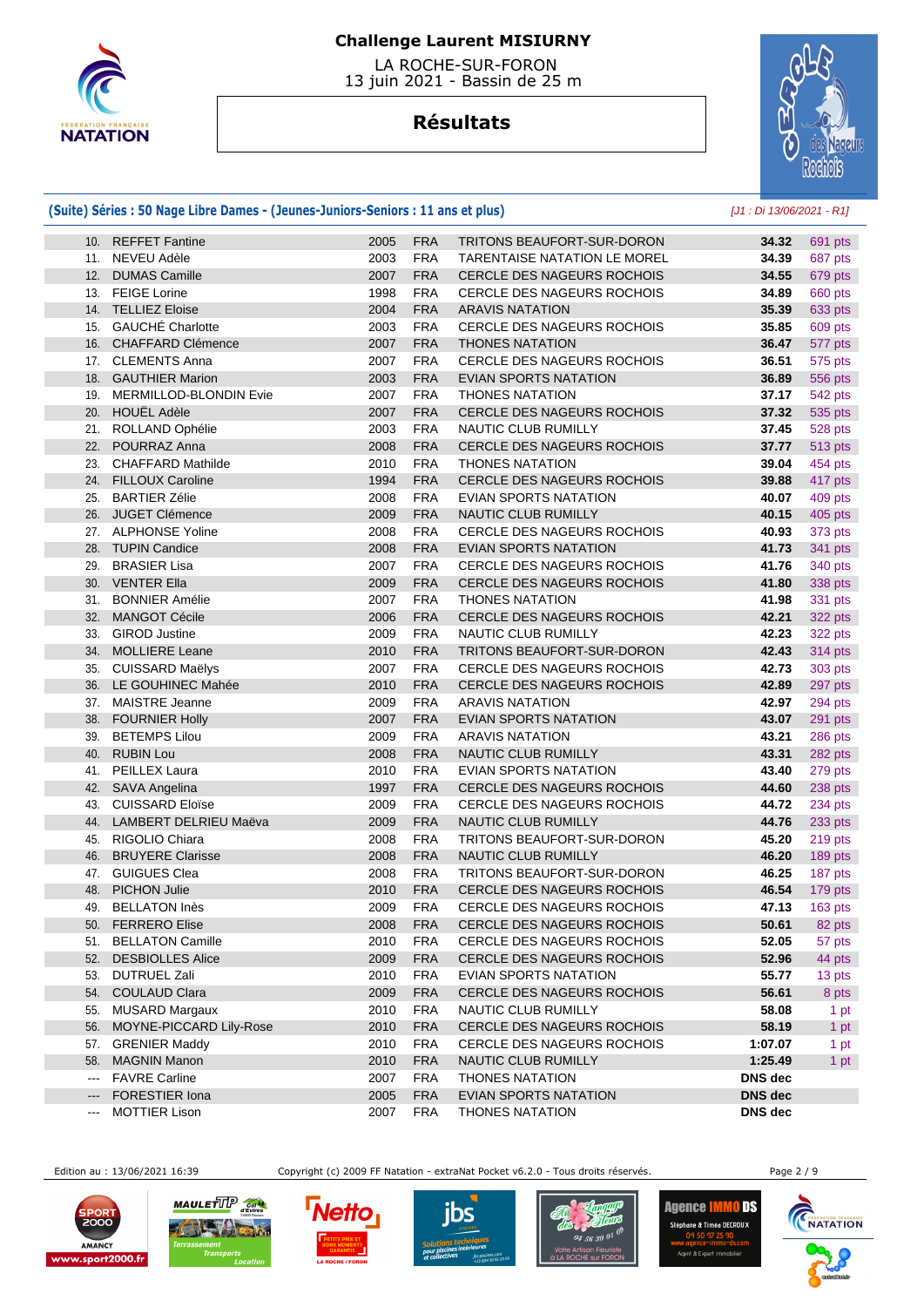# Challenge Laurent MISIURNY

LA ROCHE-SUR-FORON
13 juin 2021 - Bassin de 25 m

## Résultats

### (Suite) Séries : 50 Nage Libre Dames - (Jeunes-Juniors-Seniors : 11 ans et plus)

*[J1 : Di 13/06/2021 - R1]*

| | | | | | | |
|---|---|---|---|---|---|---|
| 10. | REFFET Fantine | 2005 | FRA | TRITONS BEAUFORT-SUR-DORON | **34.32** | 691 pts |
| 11. | NEVEU Adèle | 2003 | FRA | TARENTAISE NATATION LE MOREL | **34.39** | 687 pts |
| 12. | DUMAS Camille | 2007 | FRA | CERCLE DES NAGEURS ROCHOIS | **34.55** | 679 pts |
| 13. | FEIGE Lorine | 1998 | FRA | CERCLE DES NAGEURS ROCHOIS | **34.89** | 660 pts |
| 14. | TELLIEZ Eloise | 2004 | FRA | ARAVIS NATATION | **35.39** | 633 pts |
| 15. | GAUCHÉ Charlotte | 2003 | FRA | CERCLE DES NAGEURS ROCHOIS | **35.85** | 609 pts |
| 16. | CHAFFARD Clémence | 2007 | FRA | THONES NATATION | **36.47** | 577 pts |
| 17. | CLEMENTS Anna | 2007 | FRA | CERCLE DES NAGEURS ROCHOIS | **36.51** | 575 pts |
| 18. | GAUTHIER Marion | 2003 | FRA | EVIAN SPORTS NATATION | **36.89** | 556 pts |
| 19. | MERMILLOD-BLONDIN Evie | 2007 | FRA | THONES NATATION | **37.17** | 542 pts |
| 20. | HOUËL Adèle | 2007 | FRA | CERCLE DES NAGEURS ROCHOIS | **37.32** | 535 pts |
| 21. | ROLLAND Ophélie | 2003 | FRA | NAUTIC CLUB RUMILLY | **37.45** | 528 pts |
| 22. | POURRAZ Anna | 2008 | FRA | CERCLE DES NAGEURS ROCHOIS | **37.77** | 513 pts |
| 23. | CHAFFARD Mathilde | 2010 | FRA | THONES NATATION | **39.04** | 454 pts |
| 24. | FILLOUX Caroline | 1994 | FRA | CERCLE DES NAGEURS ROCHOIS | **39.88** | 417 pts |
| 25. | BARTIER Zélie | 2008 | FRA | EVIAN SPORTS NATATION | **40.07** | 409 pts |
| 26. | JUGET Clémence | 2009 | FRA | NAUTIC CLUB RUMILLY | **40.15** | 405 pts |
| 27. | ALPHONSE Yoline | 2008 | FRA | CERCLE DES NAGEURS ROCHOIS | **40.93** | 373 pts |
| 28. | TUPIN Candice | 2008 | FRA | EVIAN SPORTS NATATION | **41.73** | 341 pts |
| 29. | BRASIER Lisa | 2007 | FRA | CERCLE DES NAGEURS ROCHOIS | **41.76** | 340 pts |
| 30. | VENTER Ella | 2009 | FRA | CERCLE DES NAGEURS ROCHOIS | **41.80** | 338 pts |
| 31. | BONNIER Amélie | 2007 | FRA | THONES NATATION | **41.98** | 331 pts |
| 32. | MANGOT Cécile | 2006 | FRA | CERCLE DES NAGEURS ROCHOIS | **42.21** | 322 pts |
| 33. | GIROD Justine | 2009 | FRA | NAUTIC CLUB RUMILLY | **42.23** | 322 pts |
| 34. | MOLLIERE Leane | 2010 | FRA | TRITONS BEAUFORT-SUR-DORON | **42.43** | 314 pts |
| 35. | CUISSARD Maëlys | 2007 | FRA | CERCLE DES NAGEURS ROCHOIS | **42.73** | 303 pts |
| 36. | LE GOUHINEC Mahée | 2010 | FRA | CERCLE DES NAGEURS ROCHOIS | **42.89** | 297 pts |
| 37. | MAISTRE Jeanne | 2009 | FRA | ARAVIS NATATION | **42.97** | 294 pts |
| 38. | FOURNIER Holly | 2007 | FRA | EVIAN SPORTS NATATION | **43.07** | 291 pts |
| 39. | BETEMPS Lilou | 2009 | FRA | ARAVIS NATATION | **43.21** | 286 pts |
| 40. | RUBIN Lou | 2008 | FRA | NAUTIC CLUB RUMILLY | **43.31** | 282 pts |
| 41. | PEILLEX Laura | 2010 | FRA | EVIAN SPORTS NATATION | **43.40** | 279 pts |
| 42. | SAVA Angelina | 1997 | FRA | CERCLE DES NAGEURS ROCHOIS | **44.60** | 238 pts |
| 43. | CUISSARD Eloïse | 2009 | FRA | CERCLE DES NAGEURS ROCHOIS | **44.72** | 234 pts |
| 44. | LAMBERT DELRIEU Maëva | 2009 | FRA | NAUTIC CLUB RUMILLY | **44.76** | 233 pts |
| 45. | RIGOLIO Chiara | 2008 | FRA | TRITONS BEAUFORT-SUR-DORON | **45.20** | 219 pts |
| 46. | BRUYERE Clarisse | 2008 | FRA | NAUTIC CLUB RUMILLY | **46.20** | 189 pts |
| 47. | GUIGUES Clea | 2008 | FRA | TRITONS BEAUFORT-SUR-DORON | **46.25** | 187 pts |
| 48. | PICHON Julie | 2010 | FRA | CERCLE DES NAGEURS ROCHOIS | **46.54** | 179 pts |
| 49. | BELLATON Inès | 2009 | FRA | CERCLE DES NAGEURS ROCHOIS | **47.13** | 163 pts |
| 50. | FERRERO Elise | 2008 | FRA | CERCLE DES NAGEURS ROCHOIS | **50.61** | 82 pts |
| 51. | BELLATON Camille | 2010 | FRA | CERCLE DES NAGEURS ROCHOIS | **52.05** | 57 pts |
| 52. | DESBIOLLES Alice | 2009 | FRA | CERCLE DES NAGEURS ROCHOIS | **52.96** | 44 pts |
| 53. | DUTRUEL Zali | 2010 | FRA | EVIAN SPORTS NATATION | **55.77** | 13 pts |
| 54. | COULAUD Clara | 2009 | FRA | CERCLE DES NAGEURS ROCHOIS | **56.61** | 8 pts |
| 55. | MUSARD Margaux | 2010 | FRA | NAUTIC CLUB RUMILLY | **58.08** | 1 pt |
| 56. | MOYNE-PICCARD Lily-Rose | 2010 | FRA | CERCLE DES NAGEURS ROCHOIS | **58.19** | 1 pt |
| 57. | GRENIER Maddy | 2010 | FRA | CERCLE DES NAGEURS ROCHOIS | **1:07.07** | 1 pt |
| 58. | MAGNIN Manon | 2010 | FRA | NAUTIC CLUB RUMILLY | **1:25.49** | 1 pt |
| --- | FAVRE Carline | 2007 | FRA | THONES NATATION | **DNS dec** | |
| --- | FORESTIER Iona | 2005 | FRA | EVIAN SPORTS NATATION | **DNS dec** | |
| --- | MOTTIER Lison | 2007 | FRA | THONES NATATION | **DNS dec** | |

Edition au : 13/06/2021 16:39 — Copyright (c) 2009 FF Natation - extraNat Pocket v6.2.0 - Tous droits réservés.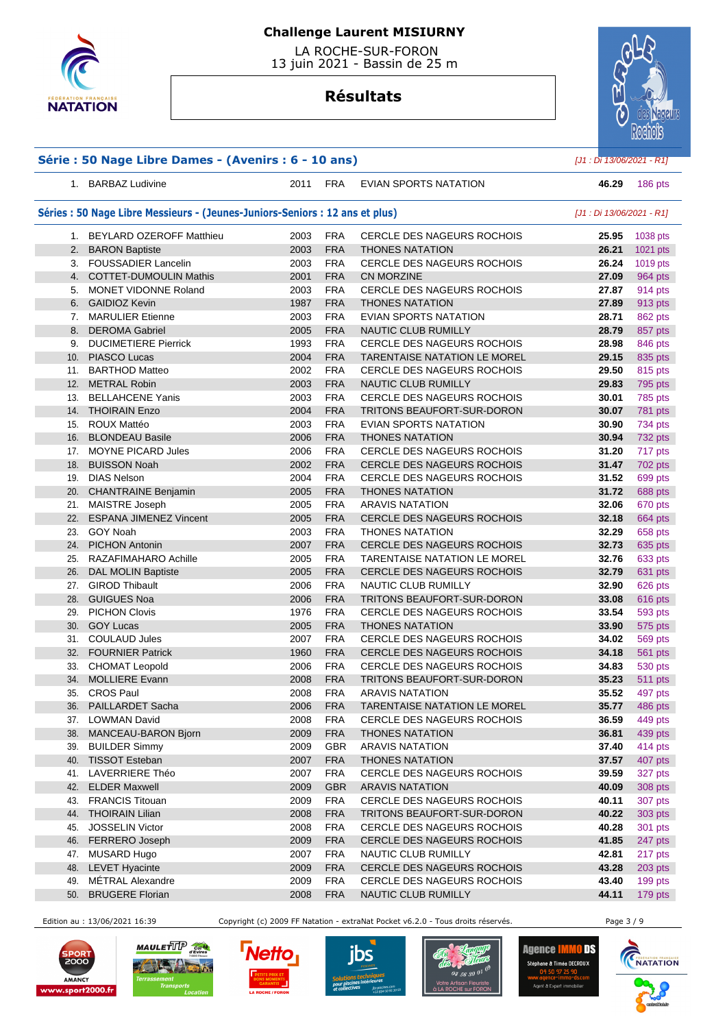# Challenge Laurent MISIURNY

LA ROCHE-SUR-FORON
13 juin 2021 - Bassin de 25 m

## Résultats

### Série : 50 Nage Libre Dames - (Avenirs : 6 - 10 ans)

*[J1 : Di 13/06/2021 - R1]*

| | Nom | Année | Nat. | Club | Temps | Points |
|---|---|---|---|---|---|---|
| 1. | BARBAZ Ludivine | 2011 | FRA | EVIAN SPORTS NATATION | 46.29 | 186 pts |

### Séries : 50 Nage Libre Messieurs - (Jeunes-Juniors-Seniors : 12 ans et plus)

*[J1 : Di 13/06/2021 - R1]*

| | Nom | Année | Nat. | Club | Temps | Points |
|---|---|---|---|---|---|---|
| 1. | BEYLARD OZEROFF Matthieu | 2003 | FRA | CERCLE DES NAGEURS ROCHOIS | 25.95 | 1038 pts |
| 2. | BARON Baptiste | 2003 | FRA | THONES NATATION | 26.21 | 1021 pts |
| 3. | FOUSSADIER Lancelin | 2003 | FRA | CERCLE DES NAGEURS ROCHOIS | 26.24 | 1019 pts |
| 4. | COTTET-DUMOULIN Mathis | 2001 | FRA | CN MORZINE | 27.09 | 964 pts |
| 5. | MONET VIDONNE Roland | 2003 | FRA | CERCLE DES NAGEURS ROCHOIS | 27.87 | 914 pts |
| 6. | GAIDIOZ Kevin | 1987 | FRA | THONES NATATION | 27.89 | 913 pts |
| 7. | MARULIER Etienne | 2003 | FRA | EVIAN SPORTS NATATION | 28.71 | 862 pts |
| 8. | DEROMA Gabriel | 2005 | FRA | NAUTIC CLUB RUMILLY | 28.79 | 857 pts |
| 9. | DUCIMETIERE Pierrick | 1993 | FRA | CERCLE DES NAGEURS ROCHOIS | 28.98 | 846 pts |
| 10. | PIASCO Lucas | 2004 | FRA | TARENTAISE NATATION LE MOREL | 29.15 | 835 pts |
| 11. | BARTHOD Matteo | 2002 | FRA | CERCLE DES NAGEURS ROCHOIS | 29.50 | 815 pts |
| 12. | METRAL Robin | 2003 | FRA | NAUTIC CLUB RUMILLY | 29.83 | 795 pts |
| 13. | BELLAHCENE Yanis | 2003 | FRA | CERCLE DES NAGEURS ROCHOIS | 30.01 | 785 pts |
| 14. | THOIRAIN Enzo | 2004 | FRA | TRITONS BEAUFORT-SUR-DORON | 30.07 | 781 pts |
| 15. | ROUX Mattéo | 2003 | FRA | EVIAN SPORTS NATATION | 30.90 | 734 pts |
| 16. | BLONDEAU Basile | 2006 | FRA | THONES NATATION | 30.94 | 732 pts |
| 17. | MOYNE PICARD Jules | 2006 | FRA | CERCLE DES NAGEURS ROCHOIS | 31.20 | 717 pts |
| 18. | BUISSON Noah | 2002 | FRA | CERCLE DES NAGEURS ROCHOIS | 31.47 | 702 pts |
| 19. | DIAS Nelson | 2004 | FRA | CERCLE DES NAGEURS ROCHOIS | 31.52 | 699 pts |
| 20. | CHANTRAINE Benjamin | 2005 | FRA | THONES NATATION | 31.72 | 688 pts |
| 21. | MAISTRE Joseph | 2005 | FRA | ARAVIS NATATION | 32.06 | 670 pts |
| 22. | ESPANA JIMENEZ Vincent | 2005 | FRA | CERCLE DES NAGEURS ROCHOIS | 32.18 | 664 pts |
| 23. | GOY Noah | 2003 | FRA | THONES NATATION | 32.29 | 658 pts |
| 24. | PICHON Antonin | 2007 | FRA | CERCLE DES NAGEURS ROCHOIS | 32.73 | 635 pts |
| 25. | RAZAFIMAHARO Achille | 2005 | FRA | TARENTAISE NATATION LE MOREL | 32.76 | 633 pts |
| 26. | DAL MOLIN Baptiste | 2005 | FRA | CERCLE DES NAGEURS ROCHOIS | 32.79 | 631 pts |
| 27. | GIROD Thibault | 2006 | FRA | NAUTIC CLUB RUMILLY | 32.90 | 626 pts |
| 28. | GUIGUES Noa | 2006 | FRA | TRITONS BEAUFORT-SUR-DORON | 33.08 | 616 pts |
| 29. | PICHON Clovis | 1976 | FRA | CERCLE DES NAGEURS ROCHOIS | 33.54 | 593 pts |
| 30. | GOY Lucas | 2005 | FRA | THONES NATATION | 33.90 | 575 pts |
| 31. | COULAUD Jules | 2007 | FRA | CERCLE DES NAGEURS ROCHOIS | 34.02 | 569 pts |
| 32. | FOURNIER Patrick | 1960 | FRA | CERCLE DES NAGEURS ROCHOIS | 34.18 | 561 pts |
| 33. | CHOMAT Leopold | 2006 | FRA | CERCLE DES NAGEURS ROCHOIS | 34.83 | 530 pts |
| 34. | MOLLIERE Evann | 2008 | FRA | TRITONS BEAUFORT-SUR-DORON | 35.23 | 511 pts |
| 35. | CROS Paul | 2008 | FRA | ARAVIS NATATION | 35.52 | 497 pts |
| 36. | PAILLARDET Sacha | 2006 | FRA | TARENTAISE NATATION LE MOREL | 35.77 | 486 pts |
| 37. | LOWMAN David | 2008 | FRA | CERCLE DES NAGEURS ROCHOIS | 36.59 | 449 pts |
| 38. | MANCEAU-BARON Bjorn | 2009 | FRA | THONES NATATION | 36.81 | 439 pts |
| 39. | BUILDER Simmy | 2009 | GBR | ARAVIS NATATION | 37.40 | 414 pts |
| 40. | TISSOT Esteban | 2007 | FRA | THONES NATATION | 37.57 | 407 pts |
| 41. | LAVERRIERE Théo | 2007 | FRA | CERCLE DES NAGEURS ROCHOIS | 39.59 | 327 pts |
| 42. | ELDER Maxwell | 2009 | GBR | ARAVIS NATATION | 40.09 | 308 pts |
| 43. | FRANCIS Titouan | 2009 | FRA | CERCLE DES NAGEURS ROCHOIS | 40.11 | 307 pts |
| 44. | THOIRAIN Lilian | 2008 | FRA | TRITONS BEAUFORT-SUR-DORON | 40.22 | 303 pts |
| 45. | JOSSELIN Victor | 2008 | FRA | CERCLE DES NAGEURS ROCHOIS | 40.28 | 301 pts |
| 46. | FERRERO Joseph | 2009 | FRA | CERCLE DES NAGEURS ROCHOIS | 41.85 | 247 pts |
| 47. | MUSARD Hugo | 2007 | FRA | NAUTIC CLUB RUMILLY | 42.81 | 217 pts |
| 48. | LEVET Hyacinte | 2009 | FRA | CERCLE DES NAGEURS ROCHOIS | 43.28 | 203 pts |
| 49. | MÉTRAL Alexandre | 2009 | FRA | CERCLE DES NAGEURS ROCHOIS | 43.40 | 199 pts |
| 50. | BRUGERE Florian | 2008 | FRA | NAUTIC CLUB RUMILLY | 44.11 | 179 pts |

Edition au : 13/06/2021 16:39 — Copyright (c) 2009 FF Natation - extraNat Pocket v6.2.0 - Tous droits réservés.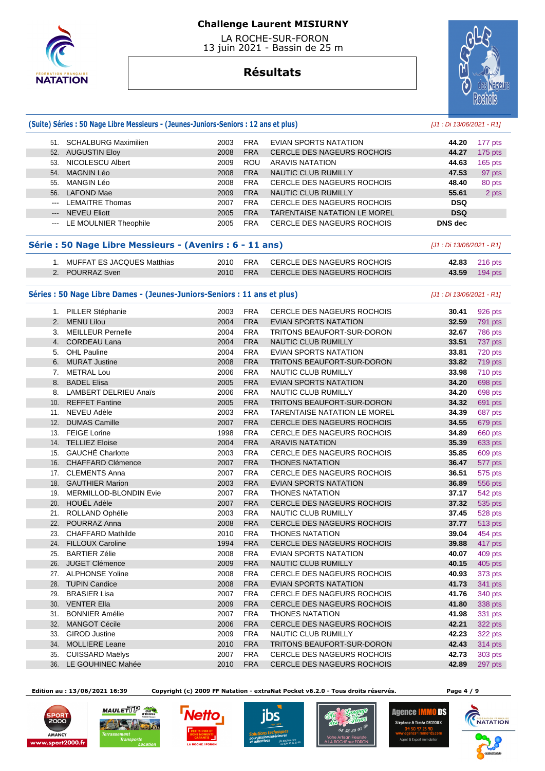# Challenge Laurent MISIURNY

LA ROCHE-SUR-FORON
13 juin 2021 - Bassin de 25 m

## Résultats

### (Suite) Séries : 50 Nage Libre Messieurs - (Jeunes-Juniors-Seniors : 12 ans et plus)

*[J1 : Di 13/06/2021 - R1]*

| Rang | Nom | Année | Nat. | Club | Temps | Points |
|---|---|---|---|---|---|---|
| 51. | SCHALBURG Maximilien | 2003 | FRA | EVIAN SPORTS NATATION | 44.20 | 177 pts |
| 52. | AUGUSTIN Eloy | 2008 | FRA | CERCLE DES NAGEURS ROCHOIS | 44.27 | 175 pts |
| 53. | NICOLESCU Albert | 2009 | ROU | ARAVIS NATATION | 44.63 | 165 pts |
| 54. | MAGNIN Léo | 2008 | FRA | NAUTIC CLUB RUMILLY | 47.53 | 97 pts |
| 55. | MANGIN Léo | 2008 | FRA | CERCLE DES NAGEURS ROCHOIS | 48.40 | 80 pts |
| 56. | LAFOND Mae | 2009 | FRA | NAUTIC CLUB RUMILLY | 55.61 | 2 pts |
| --- | LEMAITRE Thomas | 2007 | FRA | CERCLE DES NAGEURS ROCHOIS | DSQ | |
| --- | NEVEU Eliott | 2005 | FRA | TARENTAISE NATATION LE MOREL | DSQ | |
| --- | LE MOULNIER Theophile | 2005 | FRA | CERCLE DES NAGEURS ROCHOIS | DNS dec | |

### Série : 50 Nage Libre Messieurs - (Avenirs : 6 - 11 ans)

*[J1 : Di 13/06/2021 - R1]*

| Rang | Nom | Année | Nat. | Club | Temps | Points |
|---|---|---|---|---|---|---|
| 1. | MUFFAT ES JACQUES Matthias | 2010 | FRA | CERCLE DES NAGEURS ROCHOIS | 42.83 | 216 pts |
| 2. | POURRAZ Sven | 2010 | FRA | CERCLE DES NAGEURS ROCHOIS | 43.59 | 194 pts |

### Séries : 50 Nage Libre Dames - (Jeunes-Juniors-Seniors : 11 ans et plus)

*[J1 : Di 13/06/2021 - R1]*

| Rang | Nom | Année | Nat. | Club | Temps | Points |
|---|---|---|---|---|---|---|
| 1. | PILLER Stéphanie | 2003 | FRA | CERCLE DES NAGEURS ROCHOIS | 30.41 | 926 pts |
| 2. | MENU Lilou | 2004 | FRA | EVIAN SPORTS NATATION | 32.59 | 791 pts |
| 3. | MEILLEUR Pernelle | 2004 | FRA | TRITONS BEAUFORT-SUR-DORON | 32.67 | 786 pts |
| 4. | CORDEAU Lana | 2004 | FRA | NAUTIC CLUB RUMILLY | 33.51 | 737 pts |
| 5. | OHL Pauline | 2004 | FRA | EVIAN SPORTS NATATION | 33.81 | 720 pts |
| 6. | MURAT Justine | 2008 | FRA | TRITONS BEAUFORT-SUR-DORON | 33.82 | 719 pts |
| 7. | METRAL Lou | 2006 | FRA | NAUTIC CLUB RUMILLY | 33.98 | 710 pts |
| 8. | BADEL Elisa | 2005 | FRA | EVIAN SPORTS NATATION | 34.20 | 698 pts |
| 8. | LAMBERT DELRIEU Anaïs | 2006 | FRA | NAUTIC CLUB RUMILLY | 34.20 | 698 pts |
| 10. | REFFET Fantine | 2005 | FRA | TRITONS BEAUFORT-SUR-DORON | 34.32 | 691 pts |
| 11. | NEVEU Adèle | 2003 | FRA | TARENTAISE NATATION LE MOREL | 34.39 | 687 pts |
| 12. | DUMAS Camille | 2007 | FRA | CERCLE DES NAGEURS ROCHOIS | 34.55 | 679 pts |
| 13. | FEIGE Lorine | 1998 | FRA | CERCLE DES NAGEURS ROCHOIS | 34.89 | 660 pts |
| 14. | TELLIEZ Eloise | 2004 | FRA | ARAVIS NATATION | 35.39 | 633 pts |
| 15. | GAUCHÉ Charlotte | 2003 | FRA | CERCLE DES NAGEURS ROCHOIS | 35.85 | 609 pts |
| 16. | CHAFFARD Clémence | 2007 | FRA | THONES NATATION | 36.47 | 577 pts |
| 17. | CLEMENTS Anna | 2007 | FRA | CERCLE DES NAGEURS ROCHOIS | 36.51 | 575 pts |
| 18. | GAUTHIER Marion | 2003 | FRA | EVIAN SPORTS NATATION | 36.89 | 556 pts |
| 19. | MERMILLOD-BLONDIN Evie | 2007 | FRA | THONES NATATION | 37.17 | 542 pts |
| 20. | HOUËL Adèle | 2007 | FRA | CERCLE DES NAGEURS ROCHOIS | 37.32 | 535 pts |
| 21. | ROLLAND Ophélie | 2003 | FRA | NAUTIC CLUB RUMILLY | 37.45 | 528 pts |
| 22. | POURRAZ Anna | 2008 | FRA | CERCLE DES NAGEURS ROCHOIS | 37.77 | 513 pts |
| 23. | CHAFFARD Mathilde | 2010 | FRA | THONES NATATION | 39.04 | 454 pts |
| 24. | FILLOUX Caroline | 1994 | FRA | CERCLE DES NAGEURS ROCHOIS | 39.88 | 417 pts |
| 25. | BARTIER Zélie | 2008 | FRA | EVIAN SPORTS NATATION | 40.07 | 409 pts |
| 26. | JUGET Clémence | 2009 | FRA | NAUTIC CLUB RUMILLY | 40.15 | 405 pts |
| 27. | ALPHONSE Yoline | 2008 | FRA | CERCLE DES NAGEURS ROCHOIS | 40.93 | 373 pts |
| 28. | TUPIN Candice | 2008 | FRA | EVIAN SPORTS NATATION | 41.73 | 341 pts |
| 29. | BRASIER Lisa | 2007 | FRA | CERCLE DES NAGEURS ROCHOIS | 41.76 | 340 pts |
| 30. | VENTER Ella | 2009 | FRA | CERCLE DES NAGEURS ROCHOIS | 41.80 | 338 pts |
| 31. | BONNIER Amélie | 2007 | FRA | THONES NATATION | 41.98 | 331 pts |
| 32. | MANGOT Cécile | 2006 | FRA | CERCLE DES NAGEURS ROCHOIS | 42.21 | 322 pts |
| 33. | GIROD Justine | 2009 | FRA | NAUTIC CLUB RUMILLY | 42.23 | 322 pts |
| 34. | MOLLIERE Leane | 2010 | FRA | TRITONS BEAUFORT-SUR-DORON | 42.43 | 314 pts |
| 35. | CUISSARD Maëlys | 2007 | FRA | CERCLE DES NAGEURS ROCHOIS | 42.73 | 303 pts |
| 36. | LE GOUHINEC Mahée | 2010 | FRA | CERCLE DES NAGEURS ROCHOIS | 42.89 | 297 pts |

Edition au : 13/06/2021 16:39 — Copyright (c) 2009 FF Natation - extraNat Pocket v6.2.0 - Tous droits réservés.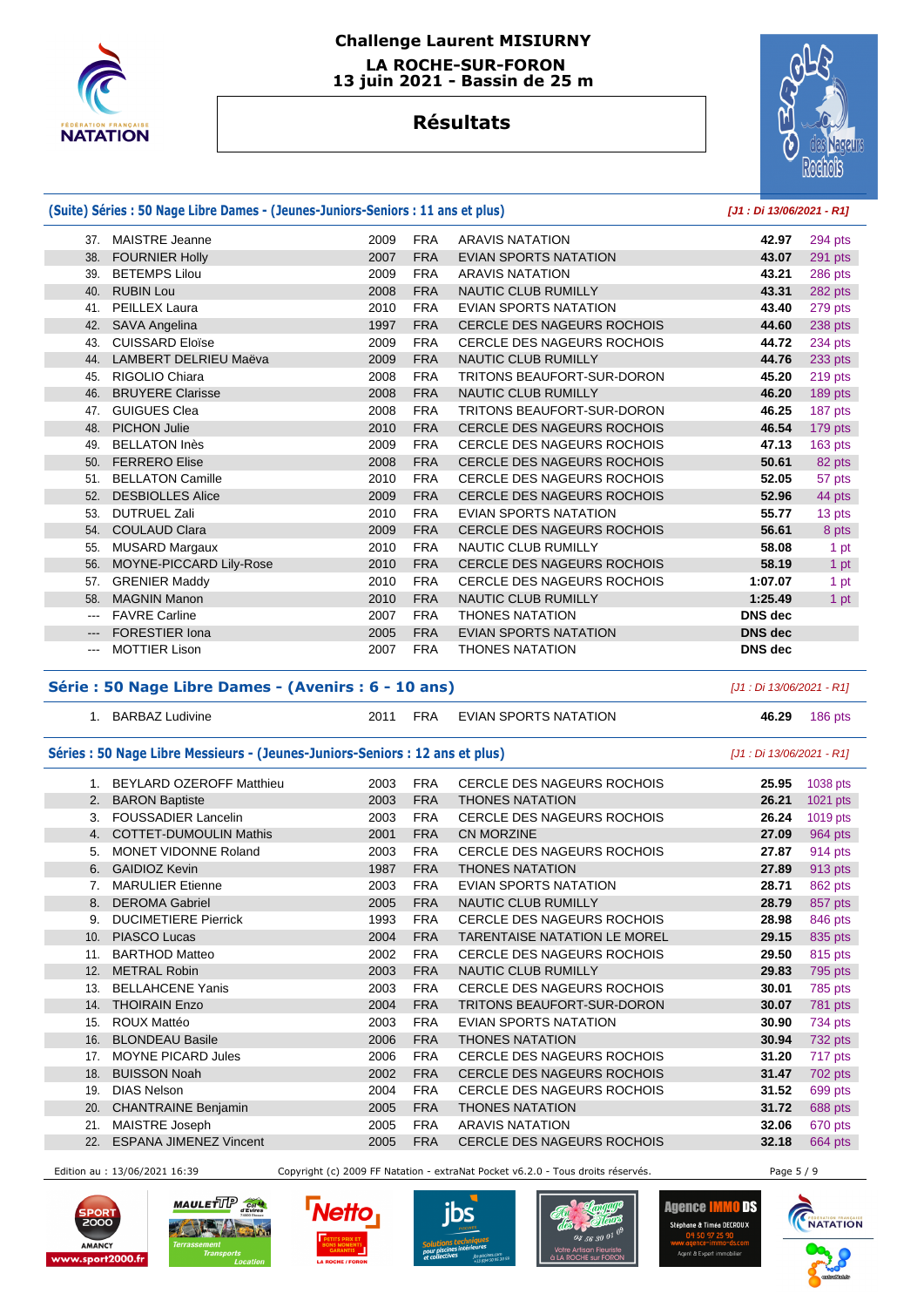# Challenge Laurent MISIURNY

**LA ROCHE-SUR-FORON**
**13 juin 2021 - Bassin de 25 m**

## Résultats

### (Suite) Séries : 50 Nage Libre Dames - (Jeunes-Juniors-Seniors : 11 ans et plus)

*[J1 : Di 13/06/2021 - R1]*

| | | | | | | |
|---|---|---|---|---|---|---|
| 37. | MAISTRE Jeanne | 2009 | FRA | ARAVIS NATATION | **42.97** | 294 pts |
| 38. | FOURNIER Holly | 2007 | FRA | EVIAN SPORTS NATATION | **43.07** | 291 pts |
| 39. | BETEMPS Lilou | 2009 | FRA | ARAVIS NATATION | **43.21** | 286 pts |
| 40. | RUBIN Lou | 2008 | FRA | NAUTIC CLUB RUMILLY | **43.31** | 282 pts |
| 41. | PEILLEX Laura | 2010 | FRA | EVIAN SPORTS NATATION | **43.40** | 279 pts |
| 42. | SAVA Angelina | 1997 | FRA | CERCLE DES NAGEURS ROCHOIS | **44.60** | 238 pts |
| 43. | CUISSARD Eloïse | 2009 | FRA | CERCLE DES NAGEURS ROCHOIS | **44.72** | 234 pts |
| 44. | LAMBERT DELRIEU Maëva | 2009 | FRA | NAUTIC CLUB RUMILLY | **44.76** | 233 pts |
| 45. | RIGOLIO Chiara | 2008 | FRA | TRITONS BEAUFORT-SUR-DORON | **45.20** | 219 pts |
| 46. | BRUYERE Clarisse | 2008 | FRA | NAUTIC CLUB RUMILLY | **46.20** | 189 pts |
| 47. | GUIGUES Clea | 2008 | FRA | TRITONS BEAUFORT-SUR-DORON | **46.25** | 187 pts |
| 48. | PICHON Julie | 2010 | FRA | CERCLE DES NAGEURS ROCHOIS | **46.54** | 179 pts |
| 49. | BELLATON Inès | 2009 | FRA | CERCLE DES NAGEURS ROCHOIS | **47.13** | 163 pts |
| 50. | FERRERO Elise | 2008 | FRA | CERCLE DES NAGEURS ROCHOIS | **50.61** | 82 pts |
| 51. | BELLATON Camille | 2010 | FRA | CERCLE DES NAGEURS ROCHOIS | **52.05** | 57 pts |
| 52. | DESBIOLLES Alice | 2009 | FRA | CERCLE DES NAGEURS ROCHOIS | **52.96** | 44 pts |
| 53. | DUTRUEL Zali | 2010 | FRA | EVIAN SPORTS NATATION | **55.77** | 13 pts |
| 54. | COULAUD Clara | 2009 | FRA | CERCLE DES NAGEURS ROCHOIS | **56.61** | 8 pts |
| 55. | MUSARD Margaux | 2010 | FRA | NAUTIC CLUB RUMILLY | **58.08** | 1 pt |
| 56. | MOYNE-PICCARD Lily-Rose | 2010 | FRA | CERCLE DES NAGEURS ROCHOIS | **58.19** | 1 pt |
| 57. | GRENIER Maddy | 2010 | FRA | CERCLE DES NAGEURS ROCHOIS | **1:07.07** | 1 pt |
| 58. | MAGNIN Manon | 2010 | FRA | NAUTIC CLUB RUMILLY | **1:25.49** | 1 pt |
| --- | FAVRE Caroline | 2007 | FRA | THONES NATATION | **DNS dec** | |
| --- | FORESTIER Iona | 2005 | FRA | EVIAN SPORTS NATATION | **DNS dec** | |
| --- | MOTTIER Lison | 2007 | FRA | THONES NATATION | **DNS dec** | |

### Série : 50 Nage Libre Dames - (Avenirs : 6 - 10 ans)

*[J1 : Di 13/06/2021 - R1]*

| | | | | | | |
|---|---|---|---|---|---|---|
| 1. | BARBAZ Ludivine | 2011 | FRA | EVIAN SPORTS NATATION | **46.29** | 186 pts |

### Séries : 50 Nage Libre Messieurs - (Jeunes-Juniors-Seniors : 12 ans et plus)

*[J1 : Di 13/06/2021 - R1]*

| | | | | | | |
|---|---|---|---|---|---|---|
| 1. | BEYLARD OZEROFF Matthieu | 2003 | FRA | CERCLE DES NAGEURS ROCHOIS | **25.95** | 1038 pts |
| 2. | BARON Baptiste | 2003 | FRA | THONES NATATION | **26.21** | 1021 pts |
| 3. | FOUSSADIER Lancelin | 2003 | FRA | CERCLE DES NAGEURS ROCHOIS | **26.24** | 1019 pts |
| 4. | COTTET-DUMOULIN Mathis | 2001 | FRA | CN MORZINE | **27.09** | 964 pts |
| 5. | MONET VIDONNE Roland | 2003 | FRA | CERCLE DES NAGEURS ROCHOIS | **27.87** | 914 pts |
| 6. | GAIDIOZ Kevin | 1987 | FRA | THONES NATATION | **27.89** | 913 pts |
| 7. | MARULIER Etienne | 2003 | FRA | EVIAN SPORTS NATATION | **28.71** | 862 pts |
| 8. | DEROMA Gabriel | 2005 | FRA | NAUTIC CLUB RUMILLY | **28.79** | 857 pts |
| 9. | DUCIMETIERE Pierrick | 1993 | FRA | CERCLE DES NAGEURS ROCHOIS | **28.98** | 846 pts |
| 10. | PIASCO Lucas | 2004 | FRA | TARENTAISE NATATION LE MOREL | **29.15** | 835 pts |
| 11. | BARTHOD Matteo | 2002 | FRA | CERCLE DES NAGEURS ROCHOIS | **29.50** | 815 pts |
| 12. | METRAL Robin | 2003 | FRA | NAUTIC CLUB RUMILLY | **29.83** | 795 pts |
| 13. | BELLAHCENE Yanis | 2003 | FRA | CERCLE DES NAGEURS ROCHOIS | **30.01** | 785 pts |
| 14. | THOIRAIN Enzo | 2004 | FRA | TRITONS BEAUFORT-SUR-DORON | **30.07** | 781 pts |
| 15. | ROUX Mattéo | 2003 | FRA | EVIAN SPORTS NATATION | **30.90** | 734 pts |
| 16. | BLONDEAU Basile | 2006 | FRA | THONES NATATION | **30.94** | 732 pts |
| 17. | MOYNE PICARD Jules | 2006 | FRA | CERCLE DES NAGEURS ROCHOIS | **31.20** | 717 pts |
| 18. | BUISSON Noah | 2002 | FRA | CERCLE DES NAGEURS ROCHOIS | **31.47** | 702 pts |
| 19. | DIAS Nelson | 2004 | FRA | CERCLE DES NAGEURS ROCHOIS | **31.52** | 699 pts |
| 20. | CHANTRAINE Benjamin | 2005 | FRA | THONES NATATION | **31.72** | 688 pts |
| 21. | MAISTRE Joseph | 2005 | FRA | ARAVIS NATATION | **32.06** | 670 pts |
| 22. | ESPANA JIMENEZ Vincent | 2005 | FRA | CERCLE DES NAGEURS ROCHOIS | **32.18** | 664 pts |

Edition au : 13/06/2021 16:39 — Copyright (c) 2009 FF Natation - extraNat Pocket v6.2.0 - Tous droits réservés.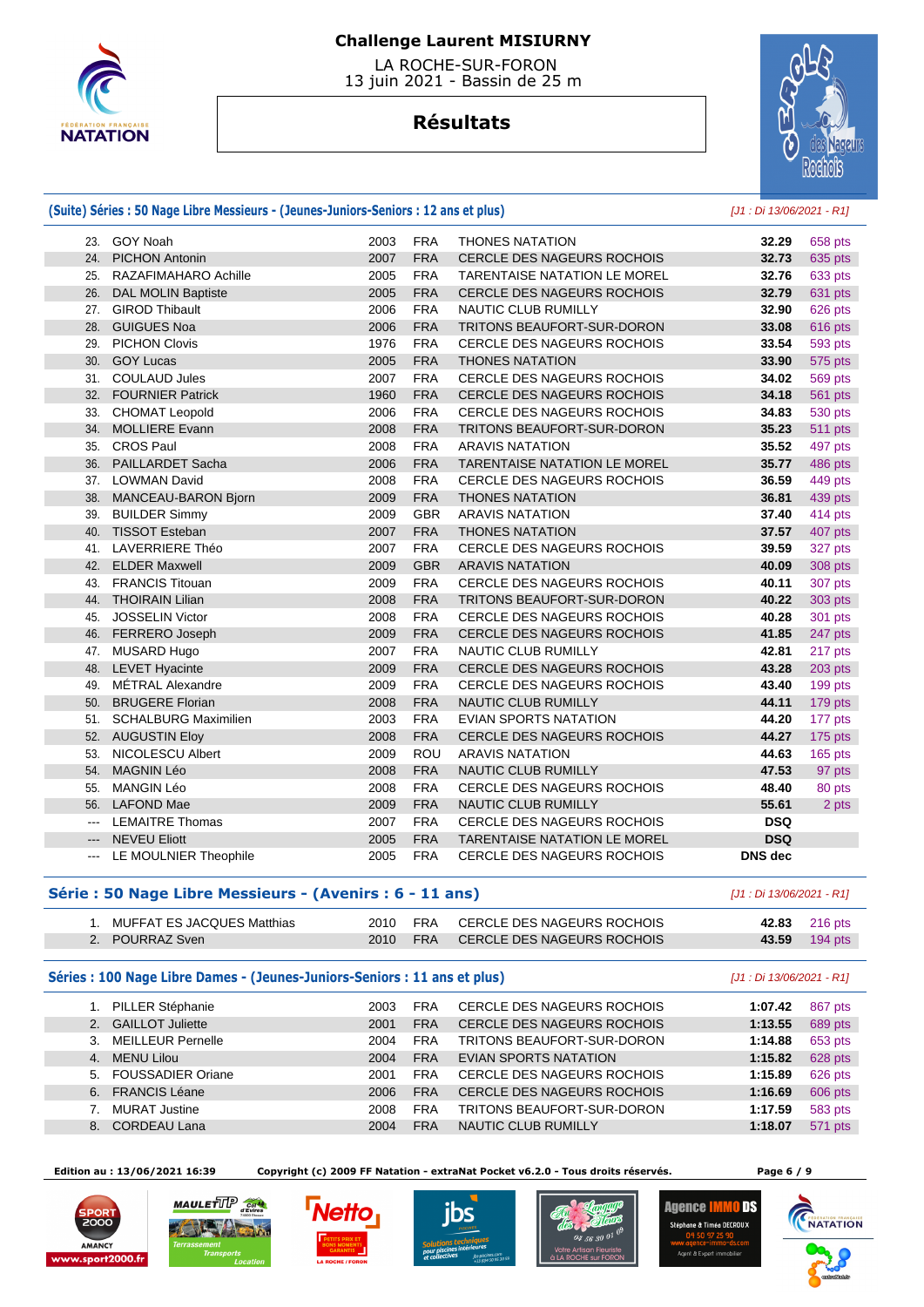# Challenge Laurent MISIURNY

LA ROCHE-SUR-FORON
13 juin 2021 - Bassin de 25 m

## Résultats

### (Suite) Séries : 50 Nage Libre Messieurs - (Jeunes-Juniors-Seniors : 12 ans et plus)

*[J1 : Di 13/06/2021 - R1]*

| Rang | Nom | Année | Nat. | Club | Temps | Points |
|---|---|---|---|---|---|---|
| 23. | GOY Noah | 2003 | FRA | THONES NATATION | 32.29 | 658 pts |
| 24. | PICHON Antonin | 2007 | FRA | CERCLE DES NAGEURS ROCHOIS | 32.73 | 635 pts |
| 25. | RAZAFIMAHARO Achille | 2005 | FRA | TARENTAISE NATATION LE MOREL | 32.76 | 633 pts |
| 26. | DAL MOLIN Baptiste | 2005 | FRA | CERCLE DES NAGEURS ROCHOIS | 32.79 | 631 pts |
| 27. | GIROD Thibault | 2006 | FRA | NAUTIC CLUB RUMILLY | 32.90 | 626 pts |
| 28. | GUIGUES Noa | 2006 | FRA | TRITONS BEAUFORT-SUR-DORON | 33.08 | 616 pts |
| 29. | PICHON Clovis | 1976 | FRA | CERCLE DES NAGEURS ROCHOIS | 33.54 | 593 pts |
| 30. | GOY Lucas | 2005 | FRA | THONES NATATION | 33.90 | 575 pts |
| 31. | COULAUD Jules | 2007 | FRA | CERCLE DES NAGEURS ROCHOIS | 34.02 | 569 pts |
| 32. | FOURNIER Patrick | 1960 | FRA | CERCLE DES NAGEURS ROCHOIS | 34.18 | 561 pts |
| 33. | CHOMAT Leopold | 2006 | FRA | CERCLE DES NAGEURS ROCHOIS | 34.83 | 530 pts |
| 34. | MOLLIERE Evann | 2008 | FRA | TRITONS BEAUFORT-SUR-DORON | 35.23 | 511 pts |
| 35. | CROS Paul | 2008 | FRA | ARAVIS NATATION | 35.52 | 497 pts |
| 36. | PAILLARDET Sacha | 2006 | FRA | TARENTAISE NATATION LE MOREL | 35.77 | 486 pts |
| 37. | LOWMAN David | 2008 | FRA | CERCLE DES NAGEURS ROCHOIS | 36.59 | 449 pts |
| 38. | MANCEAU-BARON Bjorn | 2009 | FRA | THONES NATATION | 36.81 | 439 pts |
| 39. | BUILDER Simmy | 2009 | GBR | ARAVIS NATATION | 37.40 | 414 pts |
| 40. | TISSOT Esteban | 2007 | FRA | THONES NATATION | 37.57 | 407 pts |
| 41. | LAVERRIERE Théo | 2007 | FRA | CERCLE DES NAGEURS ROCHOIS | 39.59 | 327 pts |
| 42. | ELDER Maxwell | 2009 | GBR | ARAVIS NATATION | 40.09 | 308 pts |
| 43. | FRANCIS Titouan | 2009 | FRA | CERCLE DES NAGEURS ROCHOIS | 40.11 | 307 pts |
| 44. | THOIRAIN Lilian | 2008 | FRA | TRITONS BEAUFORT-SUR-DORON | 40.22 | 303 pts |
| 45. | JOSSELIN Victor | 2008 | FRA | CERCLE DES NAGEURS ROCHOIS | 40.28 | 301 pts |
| 46. | FERRERO Joseph | 2009 | FRA | CERCLE DES NAGEURS ROCHOIS | 41.85 | 247 pts |
| 47. | MUSARD Hugo | 2007 | FRA | NAUTIC CLUB RUMILLY | 42.81 | 217 pts |
| 48. | LEVET Hyacinte | 2009 | FRA | CERCLE DES NAGEURS ROCHOIS | 43.28 | 203 pts |
| 49. | MÉTRAL Alexandre | 2009 | FRA | CERCLE DES NAGEURS ROCHOIS | 43.40 | 199 pts |
| 50. | BRUGERE Florian | 2008 | FRA | NAUTIC CLUB RUMILLY | 44.11 | 179 pts |
| 51. | SCHALBURG Maximilien | 2003 | FRA | EVIAN SPORTS NATATION | 44.20 | 177 pts |
| 52. | AUGUSTIN Eloy | 2008 | FRA | CERCLE DES NAGEURS ROCHOIS | 44.27 | 175 pts |
| 53. | NICOLESCU Albert | 2009 | ROU | ARAVIS NATATION | 44.63 | 165 pts |
| 54. | MAGNIN Léo | 2008 | FRA | NAUTIC CLUB RUMILLY | 47.53 | 97 pts |
| 55. | MANGIN Léo | 2008 | FRA | CERCLE DES NAGEURS ROCHOIS | 48.40 | 80 pts |
| 56. | LAFOND Mae | 2009 | FRA | NAUTIC CLUB RUMILLY | 55.61 | 2 pts |
| --- | LEMAITRE Thomas | 2007 | FRA | CERCLE DES NAGEURS ROCHOIS | DSQ | |
| --- | NEVEU Eliott | 2005 | FRA | TARENTAISE NATATION LE MOREL | DSQ | |
| --- | LE MOULNIER Theophile | 2005 | FRA | CERCLE DES NAGEURS ROCHOIS | DNS dec | |

### Série : 50 Nage Libre Messieurs - (Avenirs : 6 - 11 ans)

*[J1 : Di 13/06/2021 - R1]*

| Rang | Nom | Année | Nat. | Club | Temps | Points |
|---|---|---|---|---|---|---|
| 1. | MUFFAT ES JACQUES Matthias | 2010 | FRA | CERCLE DES NAGEURS ROCHOIS | 42.83 | 216 pts |
| 2. | POURRAZ Sven | 2010 | FRA | CERCLE DES NAGEURS ROCHOIS | 43.59 | 194 pts |

### Séries : 100 Nage Libre Dames - (Jeunes-Juniors-Seniors : 11 ans et plus)

*[J1 : Di 13/06/2021 - R1]*

| Rang | Nom | Année | Nat. | Club | Temps | Points |
|---|---|---|---|---|---|---|
| 1. | PILLER Stéphanie | 2003 | FRA | CERCLE DES NAGEURS ROCHOIS | 1:07.42 | 867 pts |
| 2. | GAILLOT Juliette | 2001 | FRA | CERCLE DES NAGEURS ROCHOIS | 1:13.55 | 689 pts |
| 3. | MEILLEUR Pernelle | 2004 | FRA | TRITONS BEAUFORT-SUR-DORON | 1:14.88 | 653 pts |
| 4. | MENU Lilou | 2004 | FRA | EVIAN SPORTS NATATION | 1:15.82 | 628 pts |
| 5. | FOUSSADIER Oriane | 2001 | FRA | CERCLE DES NAGEURS ROCHOIS | 1:15.89 | 626 pts |
| 6. | FRANCIS Léane | 2006 | FRA | CERCLE DES NAGEURS ROCHOIS | 1:16.69 | 606 pts |
| 7. | MURAT Justine | 2008 | FRA | TRITONS BEAUFORT-SUR-DORON | 1:17.59 | 583 pts |
| 8. | CORDEAU Lana | 2004 | FRA | NAUTIC CLUB RUMILLY | 1:18.07 | 571 pts |

Edition au : 13/06/2021 16:39 — Copyright (c) 2009 FF Natation - extraNat Pocket v6.2.0 - Tous droits réservés.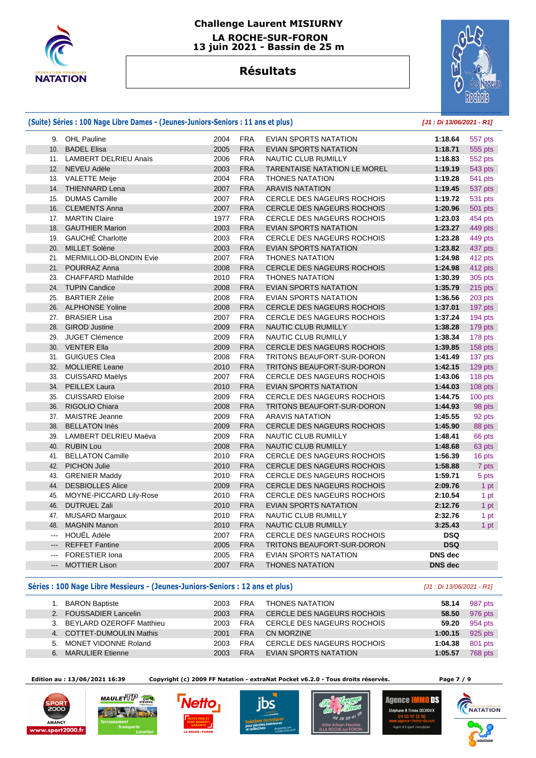# Challenge Laurent MISIURNY

## LA ROCHE-SUR-FORON
## 13 juin 2021 - Bassin de 25 m

# Résultats

### (Suite) Séries : 100 Nage Libre Dames - (Jeunes-Juniors-Seniors : 11 ans et plus)

*[J1 : Di 13/06/2021 - R1]*

| Rang | Nom | Année | Nat. | Club | Temps | Points |
|---|---|---|---|---|---|---|
| 9. | OHL Pauline | 2004 | FRA | EVIAN SPORTS NATATION | 1:18.64 | 557 pts |
| 10. | BADEL Elisa | 2005 | FRA | EVIAN SPORTS NATATION | 1:18.71 | 555 pts |
| 11. | LAMBERT DELRIEU Anaïs | 2006 | FRA | NAUTIC CLUB RUMILLY | 1:18.83 | 552 pts |
| 12. | NEVEU Adèle | 2003 | FRA | TARENTAISE NATATION LE MOREL | 1:19.19 | 543 pts |
| 13. | VALETTE Meije | 2004 | FRA | THONES NATATION | 1:19.28 | 541 pts |
| 14. | THIENNARD Lena | 2007 | FRA | ARAVIS NATATION | 1:19.45 | 537 pts |
| 15. | DUMAS Camille | 2007 | FRA | CERCLE DES NAGEURS ROCHOIS | 1:19.72 | 531 pts |
| 16. | CLEMENTS Anna | 2007 | FRA | CERCLE DES NAGEURS ROCHOIS | 1:20.96 | 501 pts |
| 17. | MARTIN Claire | 1977 | FRA | CERCLE DES NAGEURS ROCHOIS | 1:23.03 | 454 pts |
| 18. | GAUTHIER Marion | 2003 | FRA | EVIAN SPORTS NATATION | 1:23.27 | 449 pts |
| 19. | GAUCHÉ Charlotte | 2003 | FRA | CERCLE DES NAGEURS ROCHOIS | 1:23.28 | 449 pts |
| 20. | MILLET Solène | 2003 | FRA | EVIAN SPORTS NATATION | 1:23.82 | 437 pts |
| 21. | MERMILLOD-BLONDIN Evie | 2007 | FRA | THONES NATATION | 1:24.98 | 412 pts |
| 21. | POURRAZ Anna | 2008 | FRA | CERCLE DES NAGEURS ROCHOIS | 1:24.98 | 412 pts |
| 23. | CHAFFARD Mathilde | 2010 | FRA | THONES NATATION | 1:30.39 | 305 pts |
| 24. | TUPIN Candice | 2008 | FRA | EVIAN SPORTS NATATION | 1:35.79 | 215 pts |
| 25. | BARTIER Zélie | 2008 | FRA | EVIAN SPORTS NATATION | 1:36.56 | 203 pts |
| 26. | ALPHONSE Yoline | 2008 | FRA | CERCLE DES NAGEURS ROCHOIS | 1:37.01 | 197 pts |
| 27. | BRASIER Lisa | 2007 | FRA | CERCLE DES NAGEURS ROCHOIS | 1:37.24 | 194 pts |
| 28. | GIROD Justine | 2009 | FRA | NAUTIC CLUB RUMILLY | 1:38.28 | 179 pts |
| 29. | JUGET Clémence | 2009 | FRA | NAUTIC CLUB RUMILLY | 1:38.34 | 178 pts |
| 30. | VENTER Ella | 2009 | FRA | CERCLE DES NAGEURS ROCHOIS | 1:39.85 | 158 pts |
| 31. | GUIGUES Clea | 2008 | FRA | TRITONS BEAUFORT-SUR-DORON | 1:41.49 | 137 pts |
| 32. | MOLLIERE Leane | 2010 | FRA | TRITONS BEAUFORT-SUR-DORON | 1:42.15 | 129 pts |
| 33. | CUISSARD Maëlys | 2007 | FRA | CERCLE DES NAGEURS ROCHOIS | 1:43.06 | 118 pts |
| 34. | PEILLEX Laura | 2010 | FRA | EVIAN SPORTS NATATION | 1:44.03 | 108 pts |
| 35. | CUISSARD Eloïse | 2009 | FRA | CERCLE DES NAGEURS ROCHOIS | 1:44.75 | 100 pts |
| 36. | RIGOLIO Chiara | 2008 | FRA | TRITONS BEAUFORT-SUR-DORON | 1:44.93 | 98 pts |
| 37. | MAISTRE Jeanne | 2009 | FRA | ARAVIS NATATION | 1:45.55 | 92 pts |
| 38. | BELLATON Inès | 2009 | FRA | CERCLE DES NAGEURS ROCHOIS | 1:45.90 | 88 pts |
| 39. | LAMBERT DELRIEU Maëva | 2009 | FRA | NAUTIC CLUB RUMILLY | 1:48.41 | 66 pts |
| 40. | RUBIN Lou | 2008 | FRA | NAUTIC CLUB RUMILLY | 1:48.68 | 63 pts |
| 41. | BELLATON Camille | 2010 | FRA | CERCLE DES NAGEURS ROCHOIS | 1:56.39 | 16 pts |
| 42. | PICHON Julie | 2010 | FRA | CERCLE DES NAGEURS ROCHOIS | 1:58.88 | 7 pts |
| 43. | GRENIER Maddy | 2010 | FRA | CERCLE DES NAGEURS ROCHOIS | 1:59.71 | 5 pts |
| 44. | DESBIOLLES Alice | 2009 | FRA | CERCLE DES NAGEURS ROCHOIS | 2:09.76 | 1 pt |
| 45. | MOYNE-PICCARD Lily-Rose | 2010 | FRA | CERCLE DES NAGEURS ROCHOIS | 2:10.54 | 1 pt |
| 46. | DUTRUEL Zali | 2010 | FRA | EVIAN SPORTS NATATION | 2:12.76 | 1 pt |
| 47. | MUSARD Margaux | 2010 | FRA | NAUTIC CLUB RUMILLY | 2:32.76 | 1 pt |
| 48. | MAGNIN Manon | 2010 | FRA | NAUTIC CLUB RUMILLY | 3:25.43 | 1 pt |
| --- | HOUËL Adèle | 2007 | FRA | CERCLE DES NAGEURS ROCHOIS | DSQ | |
| --- | REFFET Fantine | 2005 | FRA | TRITONS BEAUFORT-SUR-DORON | DSQ | |
| --- | FORESTIER Iona | 2005 | FRA | EVIAN SPORTS NATATION | DNS dec | |
| --- | MOTTIER Lison | 2007 | FRA | THONES NATATION | DNS dec | |

### Séries : 100 Nage Libre Messieurs - (Jeunes-Juniors-Seniors : 12 ans et plus)

*[J1 : Di 13/06/2021 - R1]*

| Rang | Nom | Année | Nat. | Club | Temps | Points |
|---|---|---|---|---|---|---|
| 1. | BARON Baptiste | 2003 | FRA | THONES NATATION | 58.14 | 987 pts |
| 2. | FOUSSADIER Lancelin | 2003 | FRA | CERCLE DES NAGEURS ROCHOIS | 58.50 | 976 pts |
| 3. | BEYLARD OZEROFF Matthieu | 2003 | FRA | CERCLE DES NAGEURS ROCHOIS | 59.20 | 954 pts |
| 4. | COTTET-DUMOULIN Mathis | 2001 | FRA | CN MORZINE | 1:00.15 | 925 pts |
| 5. | MONET VIDONNE Roland | 2003 | FRA | CERCLE DES NAGEURS ROCHOIS | 1:04.38 | 801 pts |
| 6. | MARULIER Etienne | 2003 | FRA | EVIAN SPORTS NATATION | 1:05.57 | 768 pts |

Edition au : 13/06/2021 16:39 — Copyright (c) 2009 FF Natation - extraNat Pocket v6.2.0 - Tous droits réservés.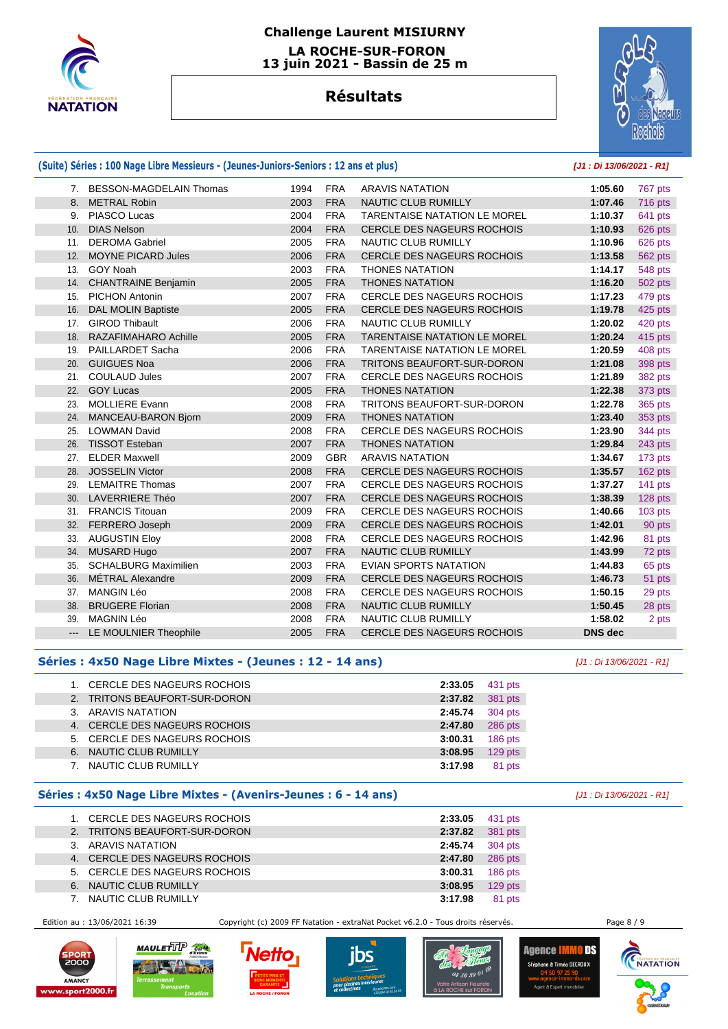# Challenge Laurent MISIURNY

**LA ROCHE-SUR-FORON**
**13 juin 2021 - Bassin de 25 m**

## Résultats

### (Suite) Séries : 100 Nage Libre Messieurs - (Jeunes-Juniors-Seniors : 12 ans et plus)

*[J1 : Di 13/06/2021 - R1]*

| | | | | | | |
|---|---|---|---|---|---|---|
| 7. | BESSON-MAGDELAIN Thomas | 1994 | FRA | ARAVIS NATATION | 1:05.60 | 767 pts |
| 8. | METRAL Robin | 2003 | FRA | NAUTIC CLUB RUMILLY | 1:07.46 | 716 pts |
| 9. | PIASCO Lucas | 2004 | FRA | TARENTAISE NATATION LE MOREL | 1:10.37 | 641 pts |
| 10. | DIAS Nelson | 2004 | FRA | CERCLE DES NAGEURS ROCHOIS | 1:10.93 | 626 pts |
| 11. | DEROMA Gabriel | 2005 | FRA | NAUTIC CLUB RUMILLY | 1:10.96 | 626 pts |
| 12. | MOYNE PICARD Jules | 2006 | FRA | CERCLE DES NAGEURS ROCHOIS | 1:13.58 | 562 pts |
| 13. | GOY Noah | 2003 | FRA | THONES NATATION | 1:14.17 | 548 pts |
| 14. | CHANTRAINE Benjamin | 2005 | FRA | THONES NATATION | 1:16.20 | 502 pts |
| 15. | PICHON Antonin | 2007 | FRA | CERCLE DES NAGEURS ROCHOIS | 1:17.23 | 479 pts |
| 16. | DAL MOLIN Baptiste | 2005 | FRA | CERCLE DES NAGEURS ROCHOIS | 1:19.78 | 425 pts |
| 17. | GIROD Thibault | 2006 | FRA | NAUTIC CLUB RUMILLY | 1:20.02 | 420 pts |
| 18. | RAZAFIMAHARO Achille | 2005 | FRA | TARENTAISE NATATION LE MOREL | 1:20.24 | 415 pts |
| 19. | PAILLARDET Sacha | 2006 | FRA | TARENTAISE NATATION LE MOREL | 1:20.59 | 408 pts |
| 20. | GUIGUES Noa | 2006 | FRA | TRITONS BEAUFORT-SUR-DORON | 1:21.08 | 398 pts |
| 21. | COULAUD Jules | 2007 | FRA | CERCLE DES NAGEURS ROCHOIS | 1:21.89 | 382 pts |
| 22. | GOY Lucas | 2005 | FRA | THONES NATATION | 1:22.38 | 373 pts |
| 23. | MOLLIERE Evann | 2008 | FRA | TRITONS BEAUFORT-SUR-DORON | 1:22.78 | 365 pts |
| 24. | MANCEAU-BARON Bjorn | 2009 | FRA | THONES NATATION | 1:23.40 | 353 pts |
| 25. | LOWMAN David | 2008 | FRA | CERCLE DES NAGEURS ROCHOIS | 1:23.90 | 344 pts |
| 26. | TISSOT Esteban | 2007 | FRA | THONES NATATION | 1:29.84 | 243 pts |
| 27. | ELDER Maxwell | 2009 | GBR | ARAVIS NATATION | 1:34.67 | 173 pts |
| 28. | JOSSELIN Victor | 2008 | FRA | CERCLE DES NAGEURS ROCHOIS | 1:35.57 | 162 pts |
| 29. | LEMAITRE Thomas | 2007 | FRA | CERCLE DES NAGEURS ROCHOIS | 1:37.27 | 141 pts |
| 30. | LAVERRIERE Théo | 2007 | FRA | CERCLE DES NAGEURS ROCHOIS | 1:38.39 | 128 pts |
| 31. | FRANCIS Titouan | 2009 | FRA | CERCLE DES NAGEURS ROCHOIS | 1:40.66 | 103 pts |
| 32. | FERRERO Joseph | 2009 | FRA | CERCLE DES NAGEURS ROCHOIS | 1:42.01 | 90 pts |
| 33. | AUGUSTIN Eloy | 2008 | FRA | CERCLE DES NAGEURS ROCHOIS | 1:42.96 | 81 pts |
| 34. | MUSARD Hugo | 2007 | FRA | NAUTIC CLUB RUMILLY | 1:43.99 | 72 pts |
| 35. | SCHALBURG Maximilien | 2003 | FRA | EVIAN SPORTS NATATION | 1:44.83 | 65 pts |
| 36. | MÉTRAL Alexandre | 2009 | FRA | CERCLE DES NAGEURS ROCHOIS | 1:46.73 | 51 pts |
| 37. | MANGIN Léo | 2008 | FRA | CERCLE DES NAGEURS ROCHOIS | 1:50.15 | 29 pts |
| 38. | BRUGERE Florian | 2008 | FRA | NAUTIC CLUB RUMILLY | 1:50.45 | 28 pts |
| 39. | MAGNIN Léo | 2008 | FRA | NAUTIC CLUB RUMILLY | 1:58.02 | 2 pts |
| --- | LE MOULNIER Theophile | 2005 | FRA | CERCLE DES NAGEURS ROCHOIS | DNS dec | |

### Séries : 4x50 Nage Libre Mixtes - (Jeunes : 12 - 14 ans)

*[J1 : Di 13/06/2021 - R1]*

| | | | |
|---|---|---|---|
| 1. | CERCLE DES NAGEURS ROCHOIS | 2:33.05 | 431 pts |
| 2. | TRITONS BEAUFORT-SUR-DORON | 2:37.82 | 381 pts |
| 3. | ARAVIS NATATION | 2:45.74 | 304 pts |
| 4. | CERCLE DES NAGEURS ROCHOIS | 2:47.80 | 286 pts |
| 5. | CERCLE DES NAGEURS ROCHOIS | 3:00.31 | 186 pts |
| 6. | NAUTIC CLUB RUMILLY | 3:08.95 | 129 pts |
| 7. | NAUTIC CLUB RUMILLY | 3:17.98 | 81 pts |

### Séries : 4x50 Nage Libre Mixtes - (Avenirs-Jeunes : 6 - 14 ans)

*[J1 : Di 13/06/2021 - R1]*

| | | | |
|---|---|---|---|
| 1. | CERCLE DES NAGEURS ROCHOIS | 2:33.05 | 431 pts |
| 2. | TRITONS BEAUFORT-SUR-DORON | 2:37.82 | 381 pts |
| 3. | ARAVIS NATATION | 2:45.74 | 304 pts |
| 4. | CERCLE DES NAGEURS ROCHOIS | 2:47.80 | 286 pts |
| 5. | CERCLE DES NAGEURS ROCHOIS | 3:00.31 | 186 pts |
| 6. | NAUTIC CLUB RUMILLY | 3:08.95 | 129 pts |
| 7. | NAUTIC CLUB RUMILLY | 3:17.98 | 81 pts |

Edition au : 13/06/2021 16:39 — Copyright (c) 2009 FF Natation - extraNat Pocket v6.2.0 - Tous droits réservés.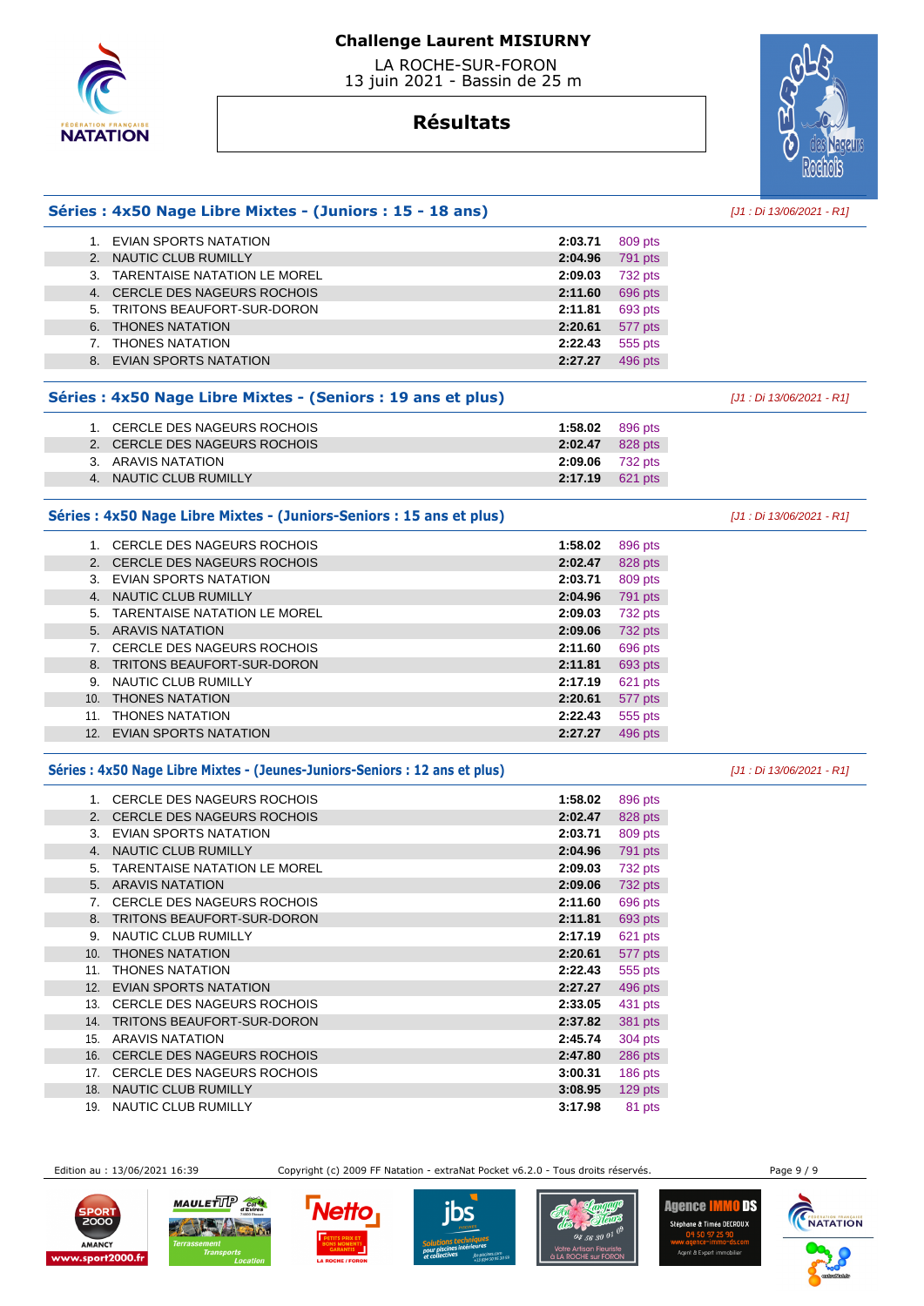# Challenge Laurent MISIURNY

LA ROCHE-SUR-FORON
13 juin 2021 - Bassin de 25 m

## Résultats

### Séries : 4x50 Nage Libre Mixtes - (Juniors : 15 - 18 ans)

*[J1 : Di 13/06/2021 - R1]*

| | | | |
|---|---|---|---|
| 1. | EVIAN SPORTS NATATION | 2:03.71 | 809 pts |
| 2. | NAUTIC CLUB RUMILLY | 2:04.96 | 791 pts |
| 3. | TARENTAISE NATATION LE MOREL | 2:09.03 | 732 pts |
| 4. | CERCLE DES NAGEURS ROCHOIS | 2:11.60 | 696 pts |
| 5. | TRITONS BEAUFORT-SUR-DORON | 2:11.81 | 693 pts |
| 6. | THONES NATATION | 2:20.61 | 577 pts |
| 7. | THONES NATATION | 2:22.43 | 555 pts |
| 8. | EVIAN SPORTS NATATION | 2:27.27 | 496 pts |

### Séries : 4x50 Nage Libre Mixtes - (Seniors : 19 ans et plus)

*[J1 : Di 13/06/2021 - R1]*

| | | | |
|---|---|---|---|
| 1. | CERCLE DES NAGEURS ROCHOIS | 1:58.02 | 896 pts |
| 2. | CERCLE DES NAGEURS ROCHOIS | 2:02.47 | 828 pts |
| 3. | ARAVIS NATATION | 2:09.06 | 732 pts |
| 4. | NAUTIC CLUB RUMILLY | 2:17.19 | 621 pts |

### Séries : 4x50 Nage Libre Mixtes - (Juniors-Seniors : 15 ans et plus)

*[J1 : Di 13/06/2021 - R1]*

| | | | |
|---|---|---|---|
| 1. | CERCLE DES NAGEURS ROCHOIS | 1:58.02 | 896 pts |
| 2. | CERCLE DES NAGEURS ROCHOIS | 2:02.47 | 828 pts |
| 3. | EVIAN SPORTS NATATION | 2:03.71 | 809 pts |
| 4. | NAUTIC CLUB RUMILLY | 2:04.96 | 791 pts |
| 5. | TARENTAISE NATATION LE MOREL | 2:09.03 | 732 pts |
| 5. | ARAVIS NATATION | 2:09.06 | 732 pts |
| 7. | CERCLE DES NAGEURS ROCHOIS | 2:11.60 | 696 pts |
| 8. | TRITONS BEAUFORT-SUR-DORON | 2:11.81 | 693 pts |
| 9. | NAUTIC CLUB RUMILLY | 2:17.19 | 621 pts |
| 10. | THONES NATATION | 2:20.61 | 577 pts |
| 11. | THONES NATATION | 2:22.43 | 555 pts |
| 12. | EVIAN SPORTS NATATION | 2:27.27 | 496 pts |

### Séries : 4x50 Nage Libre Mixtes - (Jeunes-Juniors-Seniors : 12 ans et plus)

*[J1 : Di 13/06/2021 - R1]*

| | | | |
|---|---|---|---|
| 1. | CERCLE DES NAGEURS ROCHOIS | 1:58.02 | 896 pts |
| 2. | CERCLE DES NAGEURS ROCHOIS | 2:02.47 | 828 pts |
| 3. | EVIAN SPORTS NATATION | 2:03.71 | 809 pts |
| 4. | NAUTIC CLUB RUMILLY | 2:04.96 | 791 pts |
| 5. | TARENTAISE NATATION LE MOREL | 2:09.03 | 732 pts |
| 5. | ARAVIS NATATION | 2:09.06 | 732 pts |
| 7. | CERCLE DES NAGEURS ROCHOIS | 2:11.60 | 696 pts |
| 8. | TRITONS BEAUFORT-SUR-DORON | 2:11.81 | 693 pts |
| 9. | NAUTIC CLUB RUMILLY | 2:17.19 | 621 pts |
| 10. | THONES NATATION | 2:20.61 | 577 pts |
| 11. | THONES NATATION | 2:22.43 | 555 pts |
| 12. | EVIAN SPORTS NATATION | 2:27.27 | 496 pts |
| 13. | CERCLE DES NAGEURS ROCHOIS | 2:33.05 | 431 pts |
| 14. | TRITONS BEAUFORT-SUR-DORON | 2:37.82 | 381 pts |
| 15. | ARAVIS NATATION | 2:45.74 | 304 pts |
| 16. | CERCLE DES NAGEURS ROCHOIS | 2:47.80 | 286 pts |
| 17. | CERCLE DES NAGEURS ROCHOIS | 3:00.31 | 186 pts |
| 18. | NAUTIC CLUB RUMILLY | 3:08.95 | 129 pts |
| 19. | NAUTIC CLUB RUMILLY | 3:17.98 | 81 pts |

Edition au : 13/06/2021 16:39 Copyright (c) 2009 FF Natation - extraNat Pocket v6.2.0 - Tous droits réservés.